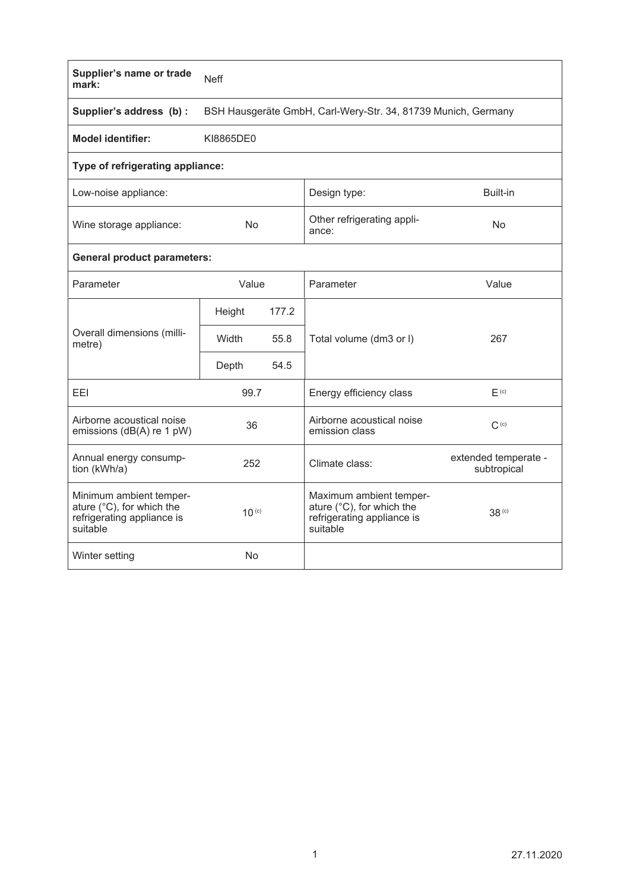| Supplier's name or trade mark: | Neff | | |
|---|---|---|---|
| **Supplier's address (b) :** | BSH Hausgeräte GmbH, Carl-Wery-Str. 34, 81739 Munich, Germany | | |
| **Model identifier:** | KI8865DE0 | | |
| **Type of refrigerating appliance:** | | | |
| Low-noise appliance: | | Design type: | Built-in |
| Wine storage appliance: | No | Other refrigerating appliance: | No |
| **General product parameters:** | | | |
| Parameter | Value | Parameter | Value |
| Overall dimensions (millimetre) | Height 177.2 | Total volume (dm3 or l) | 267 |
| | Width 55.8 | | |
| | Depth 54.5 | | |
| EEI | 99.7 | Energy efficiency class | E (c) |
| Airborne acoustical noise emissions (dB(A) re 1 pW) | 36 | Airborne acoustical noise emission class | C (c) |
| Annual energy consumption (kWh/a) | 252 | Climate class: | extended temperate - subtropical |
| Minimum ambient temperature (°C), for which the refrigerating appliance is suitable | 10 (c) | Maximum ambient temperature (°C), for which the refrigerating appliance is suitable | 38 (c) |
| Winter setting | No | | |

27.11.2020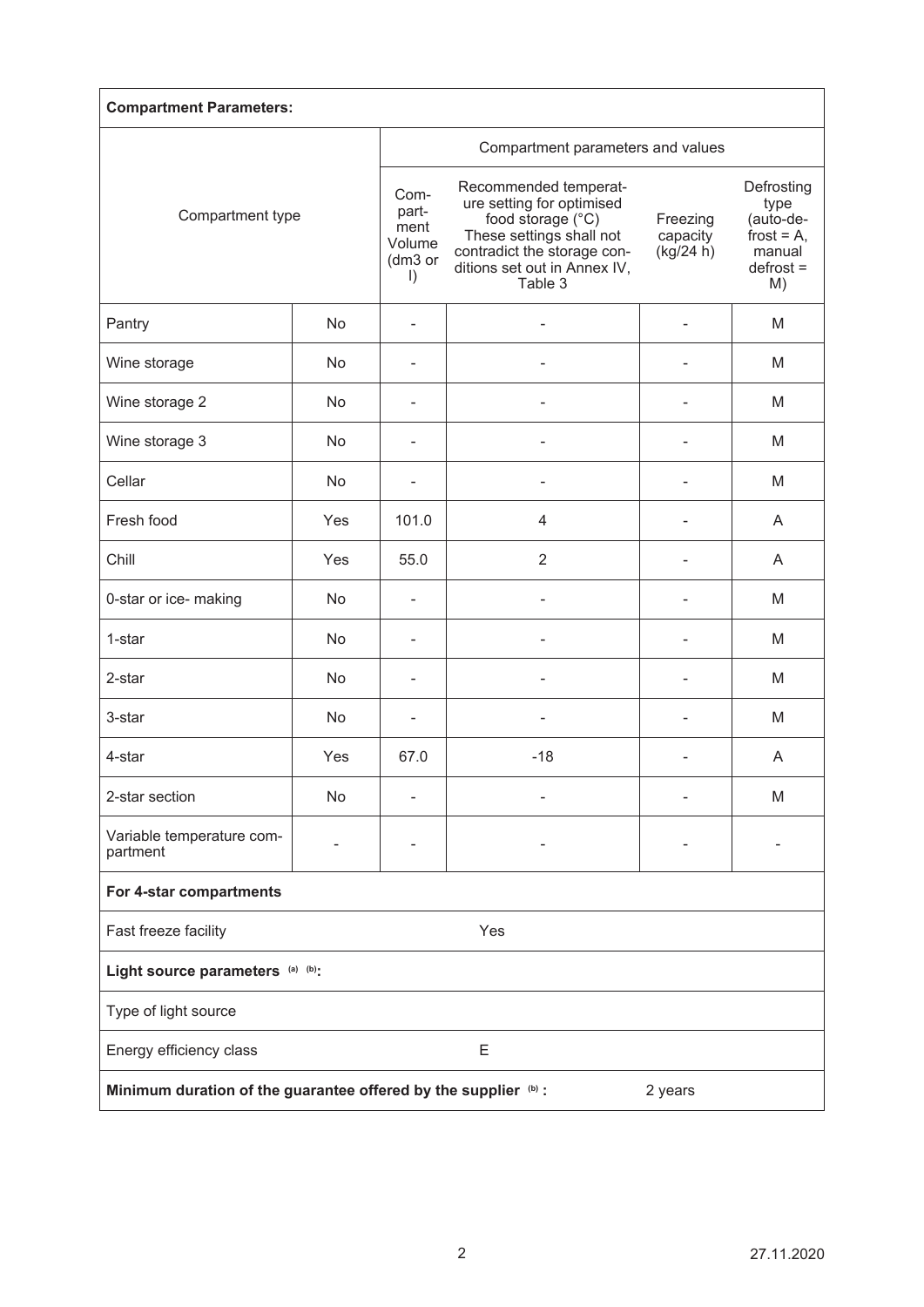| **Compartment Parameters:** | | | | | |
|---|---|---|---|---|---|
| Compartment type | | Compartment parameters and values | | | |
| | | Compartment Volume (dm3 or l) | Recommended temperature setting for optimised food storage (°C) These settings shall not contradict the storage conditions set out in Annex IV, Table 3 | Freezing capacity (kg/24 h) | Defrosting type (auto-defrost = A, manual defrost = M) |
| Pantry | No | - | - | - | M |
| Wine storage | No | - | - | - | M |
| Wine storage 2 | No | - | - | - | M |
| Wine storage 3 | No | - | - | - | M |
| Cellar | No | - | - | - | M |
| Fresh food | Yes | 101.0 | 4 | - | A |
| Chill | Yes | 55.0 | 2 | - | A |
| 0-star or ice- making | No | - | - | - | M |
| 1-star | No | - | - | - | M |
| 2-star | No | - | - | - | M |
| 3-star | No | - | - | - | M |
| 4-star | Yes | 67.0 | -18 | - | A |
| 2-star section | No | - | - | - | M |
| Variable temperature compartment | - | - | - | - | - |
| **For 4-star compartments** | | | | | |
| Fast freeze facility | | | Yes | | |
| **Light source parameters [(a)] [(b)]:** | | | | | |
| Type of light source | | | | | |
| Energy efficiency class | | | E | | |
| **Minimum duration of the guarantee offered by the supplier [(b)] :** | | | | 2 years | |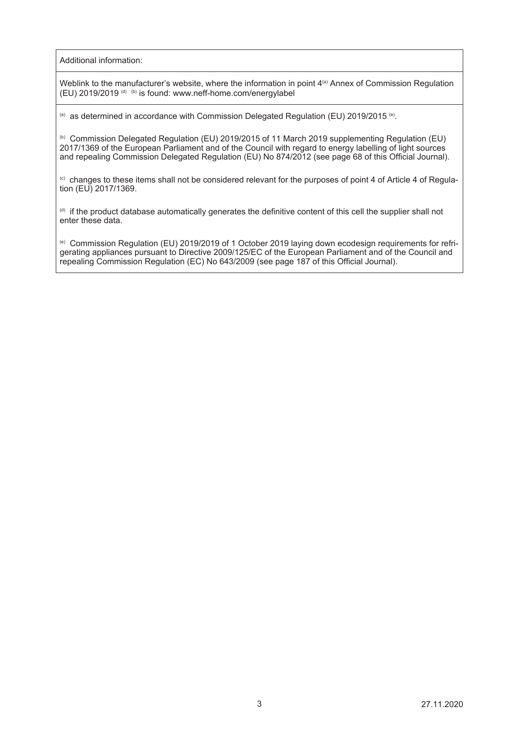Additional information:

Weblink to the manufacturer's website, where the information in point 4[(a)] Annex of Commission Regulation (EU) 2019/2019 [(d)] [(b)] is found: www.neff-home.com/energylabel

[(a)] as determined in accordance with Commission Delegated Regulation (EU) 2019/2015 [(e)].

[(b)] Commission Delegated Regulation (EU) 2019/2015 of 11 March 2019 supplementing Regulation (EU) 2017/1369 of the European Parliament and of the Council with regard to energy labelling of light sources and repealing Commission Delegated Regulation (EU) No 874/2012 (see page 68 of this Official Journal).

[(c)] changes to these items shall not be considered relevant for the purposes of point 4 of Article 4 of Regulation (EU) 2017/1369.

[(d)] if the product database automatically generates the definitive content of this cell the supplier shall not enter these data.

[(e)] Commission Regulation (EU) 2019/2019 of 1 October 2019 laying down ecodesign requirements for refrigerating appliances pursuant to Directive 2009/125/EC of the European Parliament and of the Council and repealing Commission Regulation (EC) No 643/2009 (see page 187 of this Official Journal).

27.11.2020